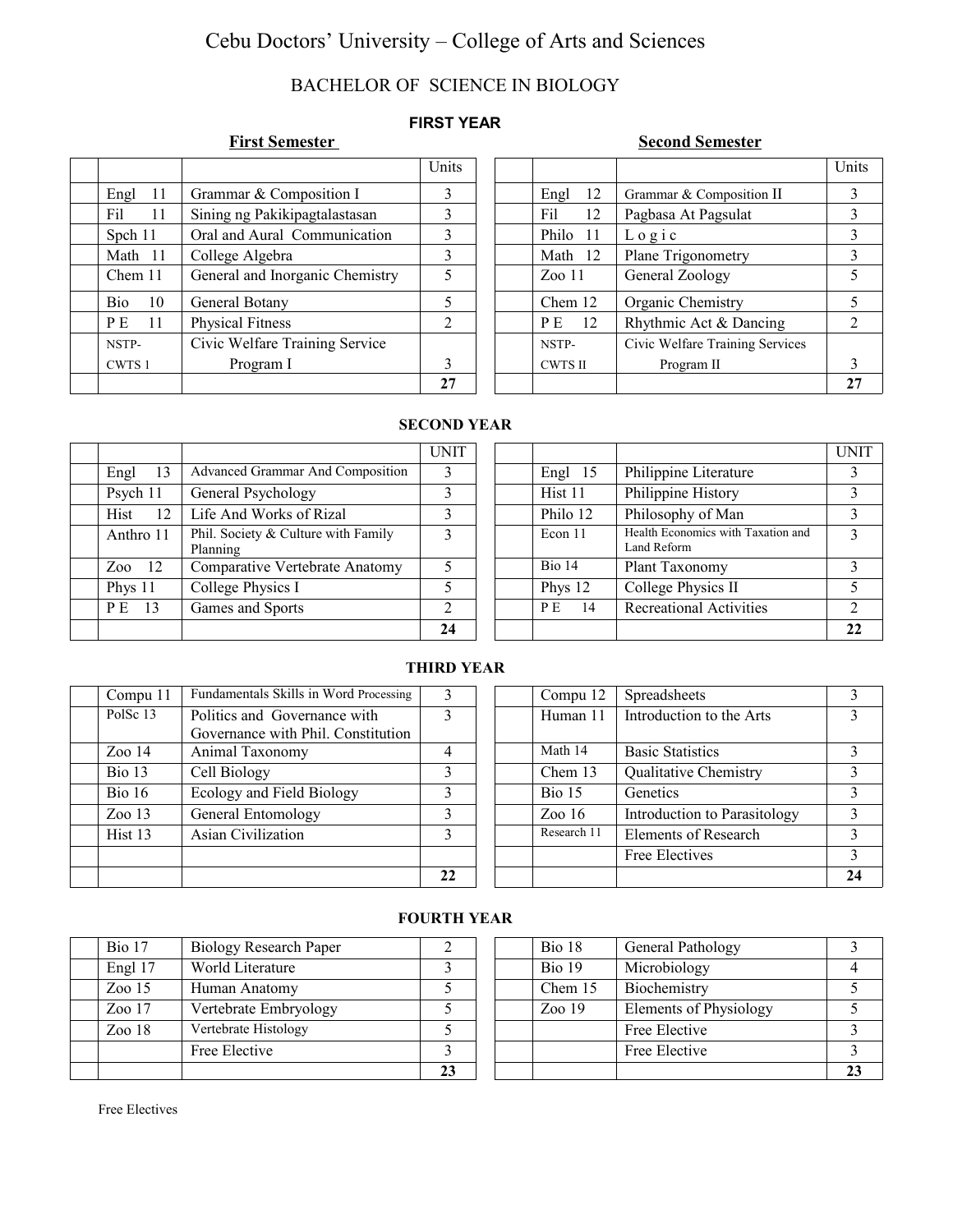# Cebu Doctors' University – College of Arts and Sciences

## BACHELOR OF SCIENCE IN BIOLOGY

### FIRST YEAR

**First Semester**

| | | | Units |
|---|---|---|---|
| | Engl 11 | Grammar & Composition I | 3 |
| | Fil 11 | Sining ng Pakikipagtalastasan | 3 |
| | Spch 11 | Oral and Aural Communication | 3 |
| | Math 11 | College Algebra | 3 |
| | Chem 11 | General and Inorganic Chemistry | 5 |
| | Bio 10 | General Botany | 5 |
| | P E 11 | Physical Fitness | 2 |
| | NSTP-CWTS 1 | Civic Welfare Training Service Program I | 3 |
| | | | **27** |

**Second Semester**

| | | | Units |
|---|---|---|---|
| | Engl 12 | Grammar & Composition II | 3 |
| | Fil 12 | Pagbasa At Pagsulat | 3 |
| | Philo 11 | L o g i c | 3 |
| | Math 12 | Plane Trigonometry | 3 |
| | Zoo 11 | General Zoology | 5 |
| | Chem 12 | Organic Chemistry | 5 |
| | P E 12 | Rhythmic Act & Dancing | 2 |
| | NSTP-CWTS II | Civic Welfare Training Services Program II | 3 |
| | | | **27** |

### SECOND YEAR

| | | | UNIT |
|---|---|---|---|
| | Engl 13 | Advanced Grammar And Composition | 3 |
| | Psych 11 | General Psychology | 3 |
| | Hist 12 | Life And Works of Rizal | 3 |
| | Anthro 11 | Phil. Society & Culture with Family Planning | 3 |
| | Zoo 12 | Comparative Vertebrate Anatomy | 5 |
| | Phys 11 | College Physics I | 5 |
| | P E 13 | Games and Sports | 2 |
| | | | **24** |

| | | | UNIT |
|---|---|---|---|
| | Engl 15 | Philippine Literature | 3 |
| | Hist 11 | Philippine History | 3 |
| | Philo 12 | Philosophy of Man | 3 |
| | Econ 11 | Health Economics with Taxation and Land Reform | 3 |
| | Bio 14 | Plant Taxonomy | 3 |
| | Phys 12 | College Physics II | 5 |
| | P E 14 | Recreational Activities | 2 |
| | | | **22** |

### THIRD YEAR

| | | | |
|---|---|---|---|
| | Compu 11 | Fundamentals Skills in Word Processing | 3 |
| | PolSc 13 | Politics and Governance with Governance with Phil. Constitution | 3 |
| | Zoo 14 | Animal Taxonomy | 4 |
| | Bio 13 | Cell Biology | 3 |
| | Bio 16 | Ecology and Field Biology | 3 |
| | Zoo 13 | General Entomology | 3 |
| | Hist 13 | Asian Civilization | 3 |
| | | | |
| | | | **22** |

| | | | |
|---|---|---|---|
| | Compu 12 | Spreadsheets | 3 |
| | Human 11 | Introduction to the Arts | 3 |
| | Math 14 | Basic Statistics | 3 |
| | Chem 13 | Qualitative Chemistry | 3 |
| | Bio 15 | Genetics | 3 |
| | Zoo 16 | Introduction to Parasitology | 3 |
| | Research 11 | Elements of Research | 3 |
| | | Free Electives | 3 |
| | | | **24** |

### FOURTH YEAR

| | | | |
|---|---|---|---|
| | Bio 17 | Biology Research Paper | 2 |
| | Engl 17 | World Literature | 3 |
| | Zoo 15 | Human Anatomy | 5 |
| | Zoo 17 | Vertebrate Embryology | 5 |
| | Zoo 18 | Vertebrate Histology | 5 |
| | | Free Elective | 3 |
| | | | **23** |

| | | | |
|---|---|---|---|
| | Bio 18 | General Pathology | 3 |
| | Bio 19 | Microbiology | 4 |
| | Chem 15 | Biochemistry | 5 |
| | Zoo 19 | Elements of Physiology | 5 |
| | | Free Elective | 3 |
| | | Free Elective | 3 |
| | | | **23** |

Free Electives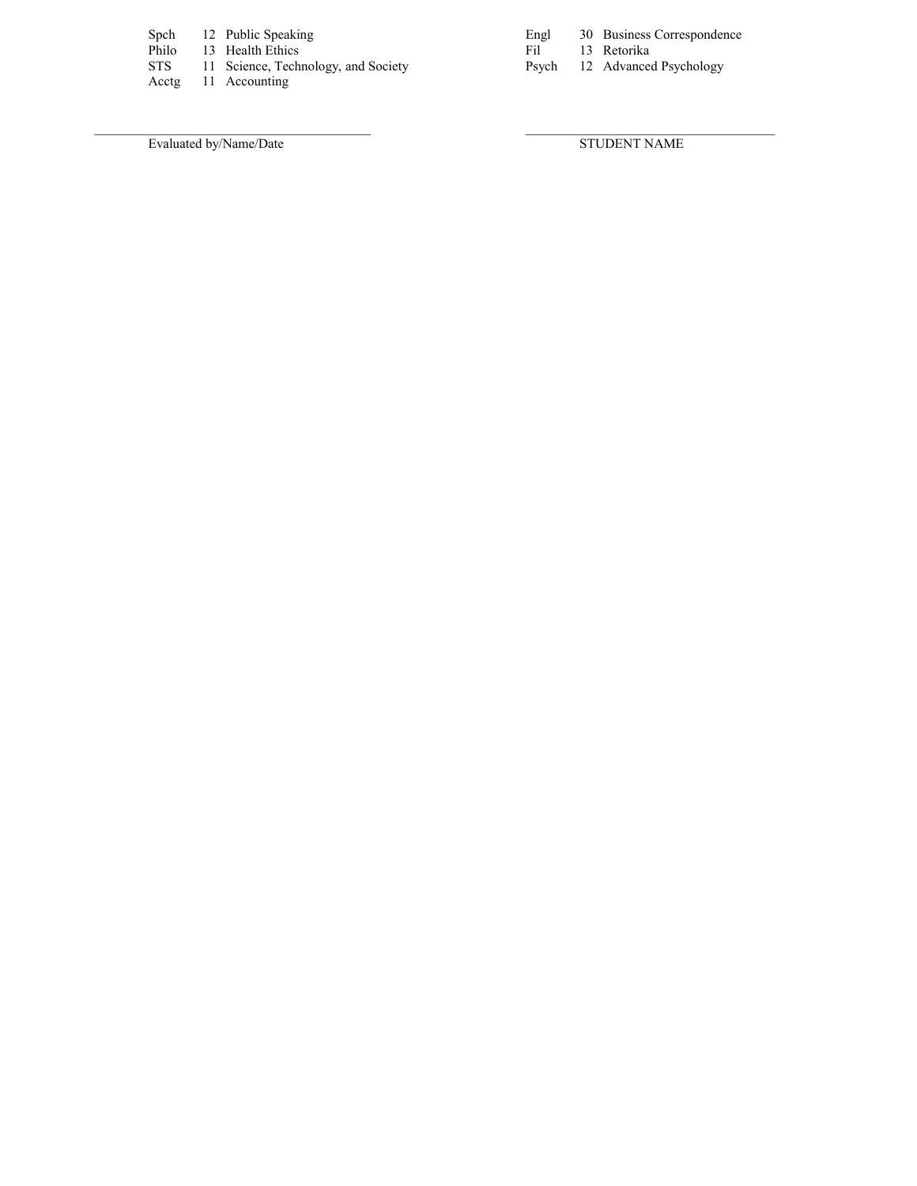| | | | | | |
|---|---|---|---|---|---|
| Spch | 12 | Public Speaking | Engl | 30 | Business Correspondence |
| Philo | 13 | Health Ethics | Fil | 13 | Retorika |
| STS | 11 | Science, Technology, and Society | Psych | 12 | Advanced Psychology |
| Acctg | 11 | Accounting | | | |

______________________________________
Evaluated by/Name/Date

______________________________________
STUDENT NAME